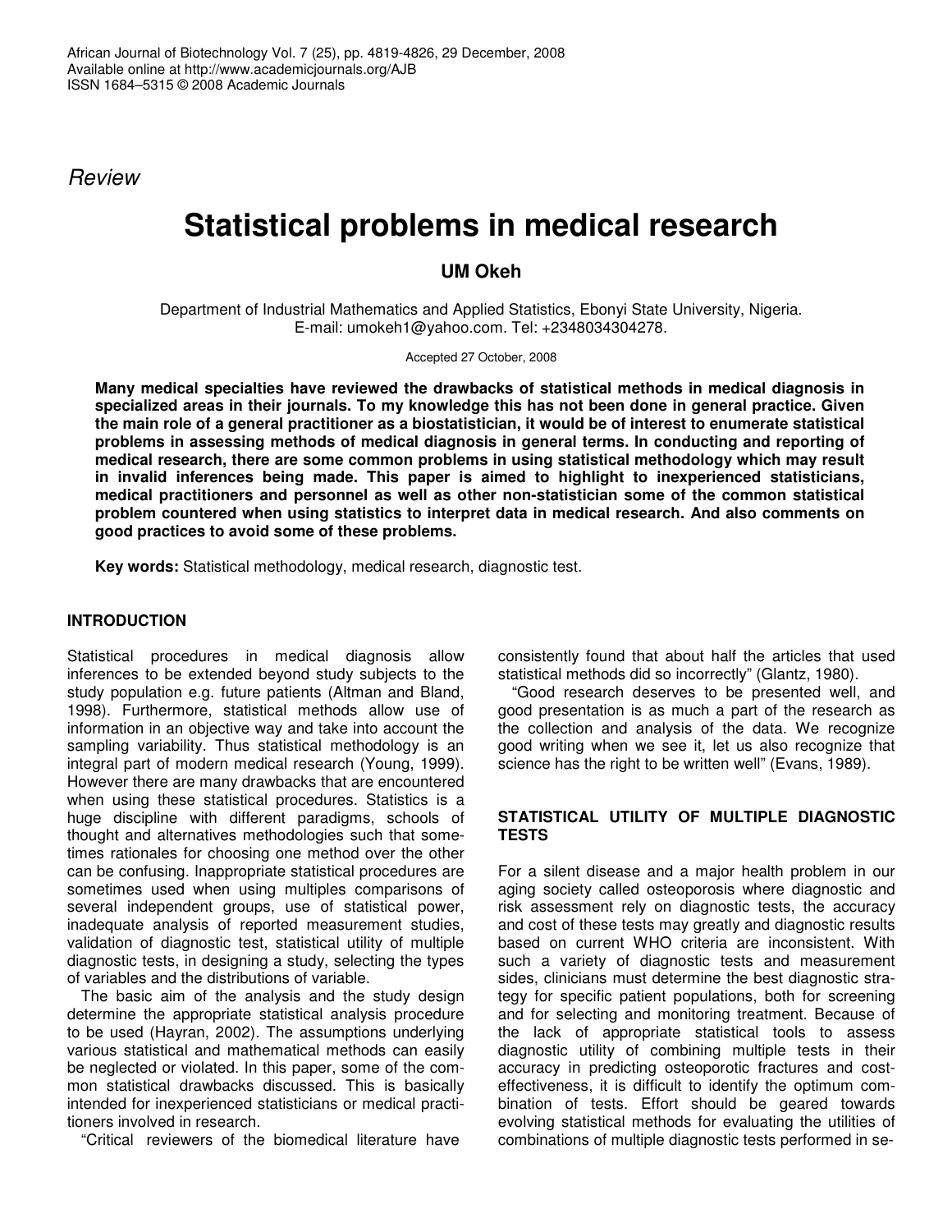*Review*

# Statistical problems in medical research

**UM Okeh**

Department of Industrial Mathematics and Applied Statistics, Ebonyi State University, Nigeria.
E-mail: umokeh1@yahoo.com. Tel: +2348034304278.

Accepted 27 October, 2008

**Many medical specialties have reviewed the drawbacks of statistical methods in medical diagnosis in specialized areas in their journals. To my knowledge this has not been done in general practice. Given the main role of a general practitioner as a biostatistician, it would be of interest to enumerate statistical problems in assessing methods of medical diagnosis in general terms. In conducting and reporting of medical research, there are some common problems in using statistical methodology which may result in invalid inferences being made. This paper is aimed to highlight to inexperienced statisticians, medical practitioners and personnel as well as other non-statistician some of the common statistical problem countered when using statistics to interpret data in medical research. And also comments on good practices to avoid some of these problems.**

**Key words:** Statistical methodology, medical research, diagnostic test.

## INTRODUCTION

Statistical procedures in medical diagnosis allow inferences to be extended beyond study subjects to the study population e.g. future patients (Altman and Bland, 1998). Furthermore, statistical methods allow use of information in an objective way and take into account the sampling variability. Thus statistical methodology is an integral part of modern medical research (Young, 1999). However there are many drawbacks that are encountered when using these statistical procedures. Statistics is a huge discipline with different paradigms, schools of thought and alternatives methodologies such that sometimes rationales for choosing one method over the other can be confusing. Inappropriate statistical procedures are sometimes used when using multiples comparisons of several independent groups, use of statistical power, inadequate analysis of reported measurement studies, validation of diagnostic test, statistical utility of multiple diagnostic tests, in designing a study, selecting the types of variables and the distributions of variable.

The basic aim of the analysis and the study design determine the appropriate statistical analysis procedure to be used (Hayran, 2002). The assumptions underlying various statistical and mathematical methods can easily be neglected or violated. In this paper, some of the common statistical drawbacks discussed. This is basically intended for inexperienced statisticians or medical practitioners involved in research.

"Critical reviewers of the biomedical literature have consistently found that about half the articles that used statistical methods did so incorrectly" (Glantz, 1980).

"Good research deserves to be presented well, and good presentation is as much a part of the research as the collection and analysis of the data. We recognize good writing when we see it, let us also recognize that science has the right to be written well" (Evans, 1989).

## STATISTICAL UTILITY OF MULTIPLE DIAGNOSTIC TESTS

For a silent disease and a major health problem in our aging society called osteoporosis where diagnostic and risk assessment rely on diagnostic tests, the accuracy and cost of these tests may greatly and diagnostic results based on current WHO criteria are inconsistent. With such a variety of diagnostic tests and measurement sides, clinicians must determine the best diagnostic strategy for specific patient populations, both for screening and for selecting and monitoring treatment. Because of the lack of appropriate statistical tools to assess diagnostic utility of combining multiple tests in their accuracy in predicting osteoporotic fractures and cost-effectiveness, it is difficult to identify the optimum combination of tests. Effort should be geared towards evolving statistical methods for evaluating the utilities of combinations of multiple diagnostic tests performed in se-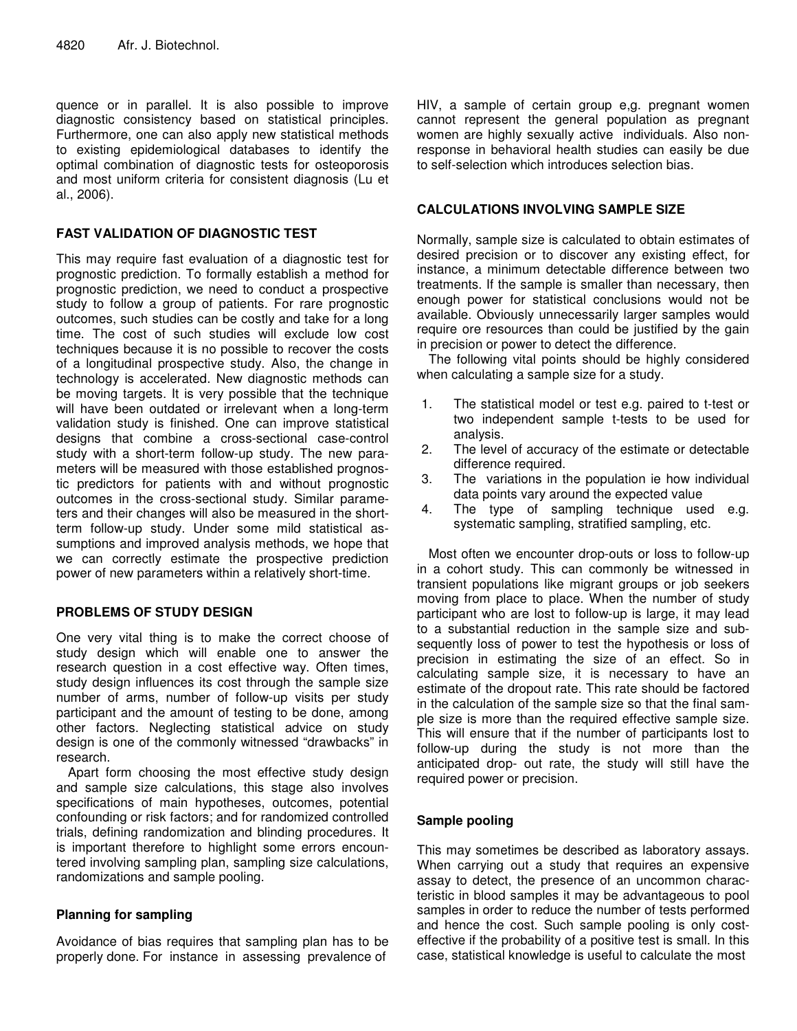quence or in parallel. It is also possible to improve diagnostic consistency based on statistical principles. Furthermore, one can also apply new statistical methods to existing epidemiological databases to identify the optimal combination of diagnostic tests for osteoporosis and most uniform criteria for consistent diagnosis (Lu et al., 2006).

## FAST VALIDATION OF DIAGNOSTIC TEST

This may require fast evaluation of a diagnostic test for prognostic prediction. To formally establish a method for prognostic prediction, we need to conduct a prospective study to follow a group of patients. For rare prognostic outcomes, such studies can be costly and take for a long time. The cost of such studies will exclude low cost techniques because it is no possible to recover the costs of a longitudinal prospective study. Also, the change in technology is accelerated. New diagnostic methods can be moving targets. It is very possible that the technique will have been outdated or irrelevant when a long-term validation study is finished. One can improve statistical designs that combine a cross-sectional case-control study with a short-term follow-up study. The new parameters will be measured with those established prognostic predictors for patients with and without prognostic outcomes in the cross-sectional study. Similar parameters and their changes will also be measured in the short-term follow-up study. Under some mild statistical assumptions and improved analysis methods, we hope that we can correctly estimate the prospective prediction power of new parameters within a relatively short-time.

## PROBLEMS OF STUDY DESIGN

One very vital thing is to make the correct choose of study design which will enable one to answer the research question in a cost effective way. Often times, study design influences its cost through the sample size number of arms, number of follow-up visits per study participant and the amount of testing to be done, among other factors. Neglecting statistical advice on study design is one of the commonly witnessed "drawbacks" in research.

Apart form choosing the most effective study design and sample size calculations, this stage also involves specifications of main hypotheses, outcomes, potential confounding or risk factors; and for randomized controlled trials, defining randomization and blinding procedures. It is important therefore to highlight some errors encountered involving sampling plan, sampling size calculations, randomizations and sample pooling.

### Planning for sampling

Avoidance of bias requires that sampling plan has to be properly done. For instance in assessing prevalence of HIV, a sample of certain group e,g. pregnant women cannot represent the general population as pregnant women are highly sexually active individuals. Also non-response in behavioral health studies can easily be due to self-selection which introduces selection bias.

## CALCULATIONS INVOLVING SAMPLE SIZE

Normally, sample size is calculated to obtain estimates of desired precision or to discover any existing effect, for instance, a minimum detectable difference between two treatments. If the sample is smaller than necessary, then enough power for statistical conclusions would not be available. Obviously unnecessarily larger samples would require ore resources than could be justified by the gain in precision or power to detect the difference.

The following vital points should be highly considered when calculating a sample size for a study.

1. The statistical model or test e.g. paired to t-test or two independent sample t-tests to be used for analysis.
2. The level of accuracy of the estimate or detectable difference required.
3. The variations in the population ie how individual data points vary around the expected value
4. The type of sampling technique used e.g. systematic sampling, stratified sampling, etc.

Most often we encounter drop-outs or loss to follow-up in a cohort study. This can commonly be witnessed in transient populations like migrant groups or job seekers moving from place to place. When the number of study participant who are lost to follow-up is large, it may lead to a substantial reduction in the sample size and subsequently loss of power to test the hypothesis or loss of precision in estimating the size of an effect. So in calculating sample size, it is necessary to have an estimate of the dropout rate. This rate should be factored in the calculation of the sample size so that the final sample size is more than the required effective sample size. This will ensure that if the number of participants lost to follow-up during the study is not more than the anticipated drop- out rate, the study will still have the required power or precision.

### Sample pooling

This may sometimes be described as laboratory assays. When carrying out a study that requires an expensive assay to detect, the presence of an uncommon characteristic in blood samples it may be advantageous to pool samples in order to reduce the number of tests performed and hence the cost. Such sample pooling is only cost-effective if the probability of a positive test is small. In this case, statistical knowledge is useful to calculate the most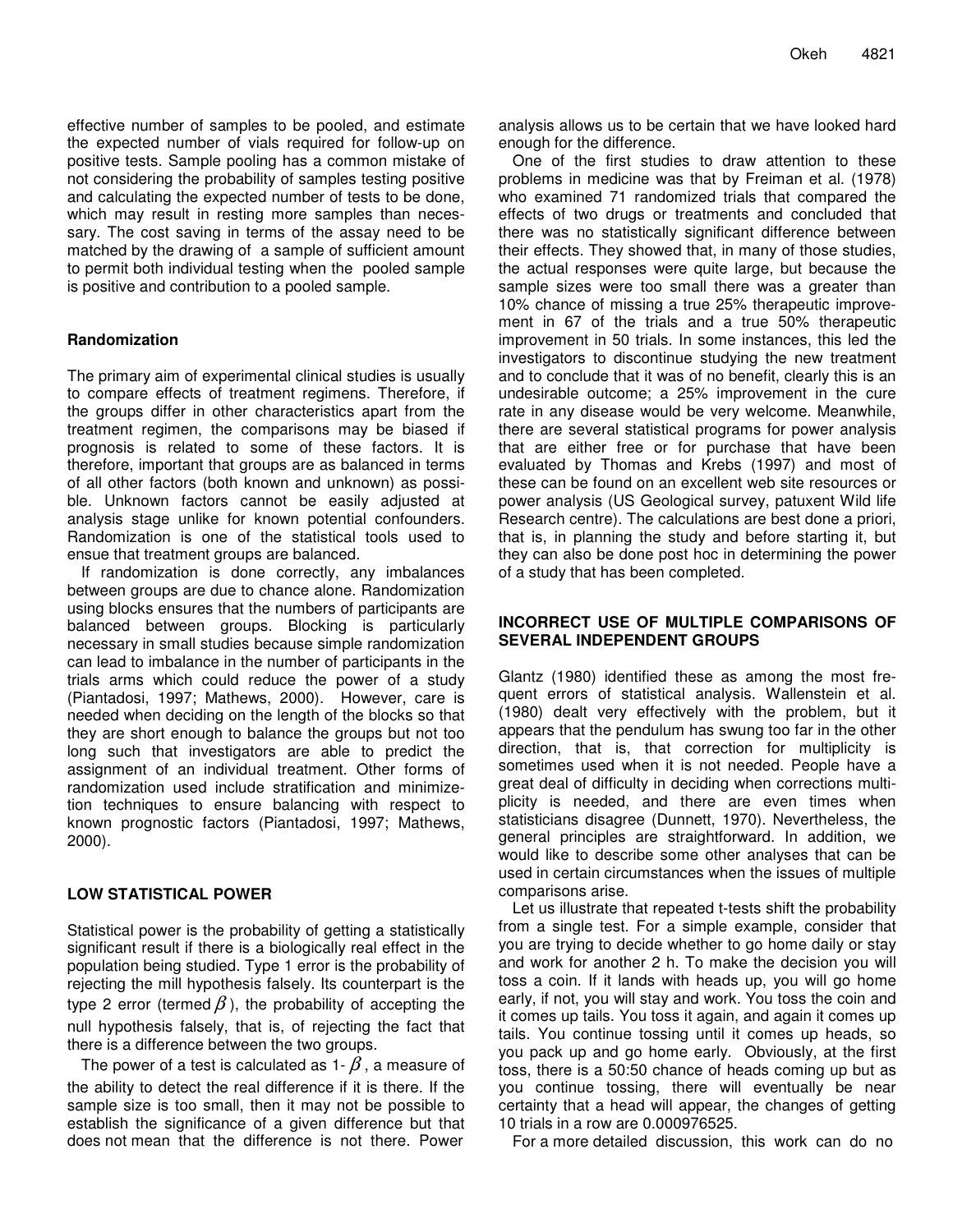effective number of samples to be pooled, and estimate the expected number of vials required for follow-up on positive tests. Sample pooling has a common mistake of not considering the probability of samples testing positive and calculating the expected number of tests to be done, which may result in resting more samples than necessary. The cost saving in terms of the assay need to be matched by the drawing of a sample of sufficient amount to permit both individual testing when the pooled sample is positive and contribution to a pooled sample.

**Randomization**

The primary aim of experimental clinical studies is usually to compare effects of treatment regimens. Therefore, if the groups differ in other characteristics apart from the treatment regimen, the comparisons may be biased if prognosis is related to some of these factors. It is therefore, important that groups are as balanced in terms of all other factors (both known and unknown) as possible. Unknown factors cannot be easily adjusted at analysis stage unlike for known potential confounders. Randomization is one of the statistical tools used to ensue that treatment groups are balanced.

If randomization is done correctly, any imbalances between groups are due to chance alone. Randomization using blocks ensures that the numbers of participants are balanced between groups. Blocking is particularly necessary in small studies because simple randomization can lead to imbalance in the number of participants in the trials arms which could reduce the power of a study (Piantadosi, 1997; Mathews, 2000). However, care is needed when deciding on the length of the blocks so that they are short enough to balance the groups but not too long such that investigators are able to predict the assignment of an individual treatment. Other forms of randomization used include stratification and minimizetion techniques to ensure balancing with respect to known prognostic factors (Piantadosi, 1997; Mathews, 2000).

## LOW STATISTICAL POWER

Statistical power is the probability of getting a statistically significant result if there is a biologically real effect in the population being studied. Type 1 error is the probability of rejecting the mill hypothesis falsely. Its counterpart is the type 2 error (termed $\beta$), the probability of accepting the null hypothesis falsely, that is, of rejecting the fact that there is a difference between the two groups.

The power of a test is calculated as 1- $\beta$, a measure of the ability to detect the real difference if it is there. If the sample size is too small, then it may not be possible to establish the significance of a given difference but that does not mean that the difference is not there. Power analysis allows us to be certain that we have looked hard enough for the difference.

One of the first studies to draw attention to these problems in medicine was that by Freiman et al. (1978) who examined 71 randomized trials that compared the effects of two drugs or treatments and concluded that there was no statistically significant difference between their effects. They showed that, in many of those studies, the actual responses were quite large, but because the sample sizes were too small there was a greater than 10% chance of missing a true 25% therapeutic improvement in 67 of the trials and a true 50% therapeutic improvement in 50 trials. In some instances, this led the investigators to discontinue studying the new treatment and to conclude that it was of no benefit, clearly this is an undesirable outcome; a 25% improvement in the cure rate in any disease would be very welcome. Meanwhile, there are several statistical programs for power analysis that are either free or for purchase that have been evaluated by Thomas and Krebs (1997) and most of these can be found on an excellent web site resources or power analysis (US Geological survey, patuxent Wild life Research centre). The calculations are best done a priori, that is, in planning the study and before starting it, but they can also be done post hoc in determining the power of a study that has been completed.

## INCORRECT USE OF MULTIPLE COMPARISONS OF SEVERAL INDEPENDENT GROUPS

Glantz (1980) identified these as among the most frequent errors of statistical analysis. Wallenstein et al. (1980) dealt very effectively with the problem, but it appears that the pendulum has swung too far in the other direction, that is, that correction for multiplicity is sometimes used when it is not needed. People have a great deal of difficulty in deciding when corrections multiplicity is needed, and there are even times when statisticians disagree (Dunnett, 1970). Nevertheless, the general principles are straightforward. In addition, we would like to describe some other analyses that can be used in certain circumstances when the issues of multiple comparisons arise.

Let us illustrate that repeated t-tests shift the probability from a single test. For a simple example, consider that you are trying to decide whether to go home daily or stay and work for another 2 h. To make the decision you will toss a coin. If it lands with heads up, you will go home early, if not, you will stay and work. You toss the coin and it comes up tails. You toss it again, and again it comes up tails. You continue tossing until it comes up heads, so you pack up and go home early. Obviously, at the first toss, there is a 50:50 chance of heads coming up but as you continue tossing, there will eventually be near certainty that a head will appear, the changes of getting 10 trials in a row are 0.000976525.

For a more detailed discussion, this work can do no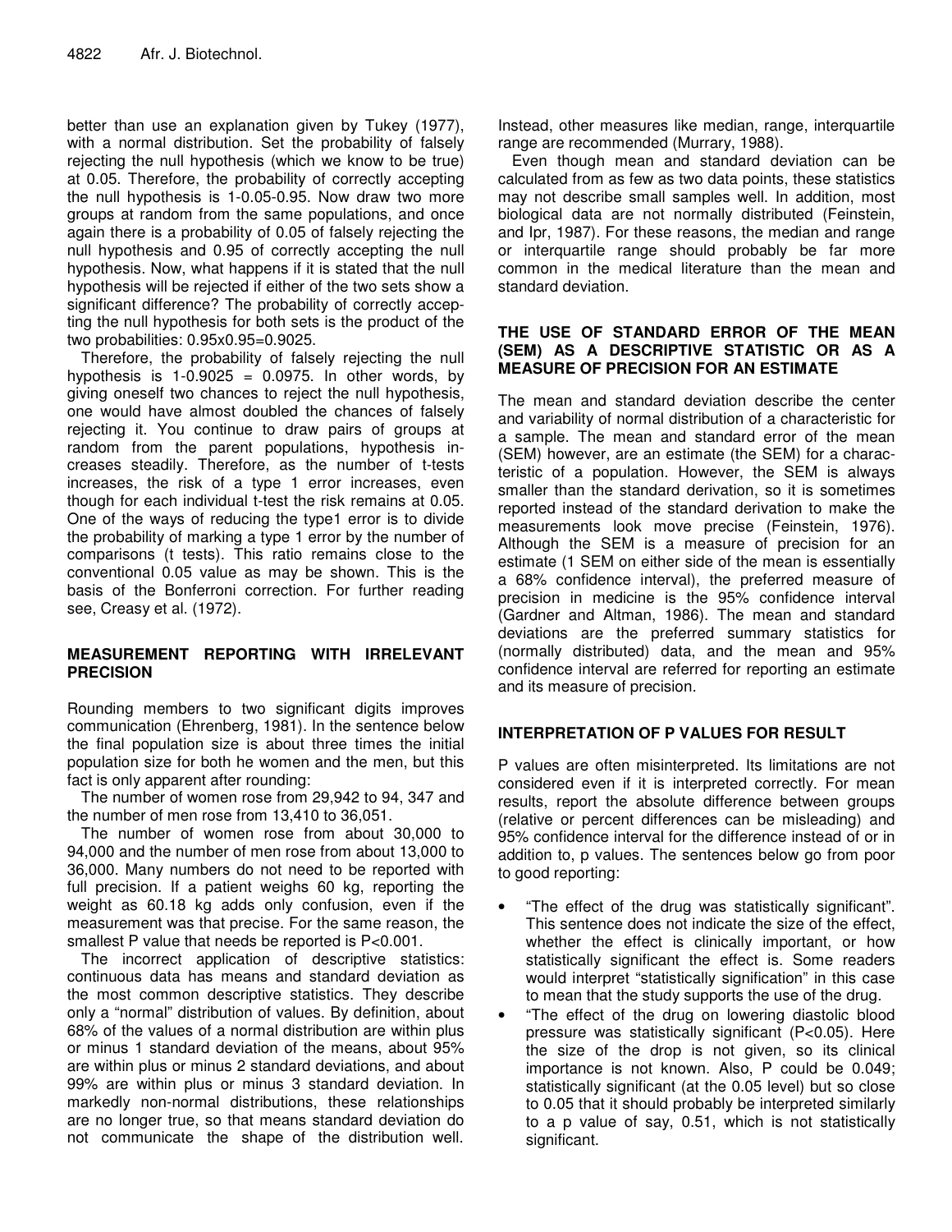better than use an explanation given by Tukey (1977), with a normal distribution. Set the probability of falsely rejecting the null hypothesis (which we know to be true) at 0.05. Therefore, the probability of correctly accepting the null hypothesis is 1-0.05-0.95. Now draw two more groups at random from the same populations, and once again there is a probability of 0.05 of falsely rejecting the null hypothesis and 0.95 of correctly accepting the null hypothesis. Now, what happens if it is stated that the null hypothesis will be rejected if either of the two sets show a significant difference? The probability of correctly accepting the null hypothesis for both sets is the product of the two probabilities: 0.95x0.95=0.9025.

Therefore, the probability of falsely rejecting the null hypothesis is 1-0.9025 = 0.0975. In other words, by giving oneself two chances to reject the null hypothesis, one would have almost doubled the chances of falsely rejecting it. You continue to draw pairs of groups at random from the parent populations, hypothesis increases steadily. Therefore, as the number of t-tests increases, the risk of a type 1 error increases, even though for each individual t-test the risk remains at 0.05. One of the ways of reducing the type1 error is to divide the probability of marking a type 1 error by the number of comparisons (t tests). This ratio remains close to the conventional 0.05 value as may be shown. This is the basis of the Bonferroni correction. For further reading see, Creasy et al. (1972).

## MEASUREMENT REPORTING WITH IRRELEVANT PRECISION

Rounding members to two significant digits improves communication (Ehrenberg, 1981). In the sentence below the final population size is about three times the initial population size for both he women and the men, but this fact is only apparent after rounding:

The number of women rose from 29,942 to 94, 347 and the number of men rose from 13,410 to 36,051.

The number of women rose from about 30,000 to 94,000 and the number of men rose from about 13,000 to 36,000. Many numbers do not need to be reported with full precision. If a patient weighs 60 kg, reporting the weight as 60.18 kg adds only confusion, even if the measurement was that precise. For the same reason, the smallest P value that needs be reported is P<0.001.

The incorrect application of descriptive statistics: continuous data has means and standard deviation as the most common descriptive statistics. They describe only a "normal" distribution of values. By definition, about 68% of the values of a normal distribution are within plus or minus 1 standard deviation of the means, about 95% are within plus or minus 2 standard deviations, and about 99% are within plus or minus 3 standard deviation. In markedly non-normal distributions, these relationships are no longer true, so that means standard deviation do not communicate the shape of the distribution well. Instead, other measures like median, range, interquartile range are recommended (Murrary, 1988).

Even though mean and standard deviation can be calculated from as few as two data points, these statistics may not describe small samples well. In addition, most biological data are not normally distributed (Feinstein, and Ipr, 1987). For these reasons, the median and range or interquartile range should probably be far more common in the medical literature than the mean and standard deviation.

## THE USE OF STANDARD ERROR OF THE MEAN (SEM) AS A DESCRIPTIVE STATISTIC OR AS A MEASURE OF PRECISION FOR AN ESTIMATE

The mean and standard deviation describe the center and variability of normal distribution of a characteristic for a sample. The mean and standard error of the mean (SEM) however, are an estimate (the SEM) for a characteristic of a population. However, the SEM is always smaller than the standard derivation, so it is sometimes reported instead of the standard derivation to make the measurements look move precise (Feinstein, 1976). Although the SEM is a measure of precision for an estimate (1 SEM on either side of the mean is essentially a 68% confidence interval), the preferred measure of precision in medicine is the 95% confidence interval (Gardner and Altman, 1986). The mean and standard deviations are the preferred summary statistics for (normally distributed) data, and the mean and 95% confidence interval are referred for reporting an estimate and its measure of precision.

## INTERPRETATION OF P VALUES FOR RESULT

P values are often misinterpreted. Its limitations are not considered even if it is interpreted correctly. For mean results, report the absolute difference between groups (relative or percent differences can be misleading) and 95% confidence interval for the difference instead of or in addition to, p values. The sentences below go from poor to good reporting:

- "The effect of the drug was statistically significant". This sentence does not indicate the size of the effect, whether the effect is clinically important, or how statistically significant the effect is. Some readers would interpret "statistically signification" in this case to mean that the study supports the use of the drug.
- "The effect of the drug on lowering diastolic blood pressure was statistically significant (P<0.05). Here the size of the drop is not given, so its clinical importance is not known. Also, P could be 0.049; statistically significant (at the 0.05 level) but so close to 0.05 that it should probably be interpreted similarly to a p value of say, 0.51, which is not statistically significant.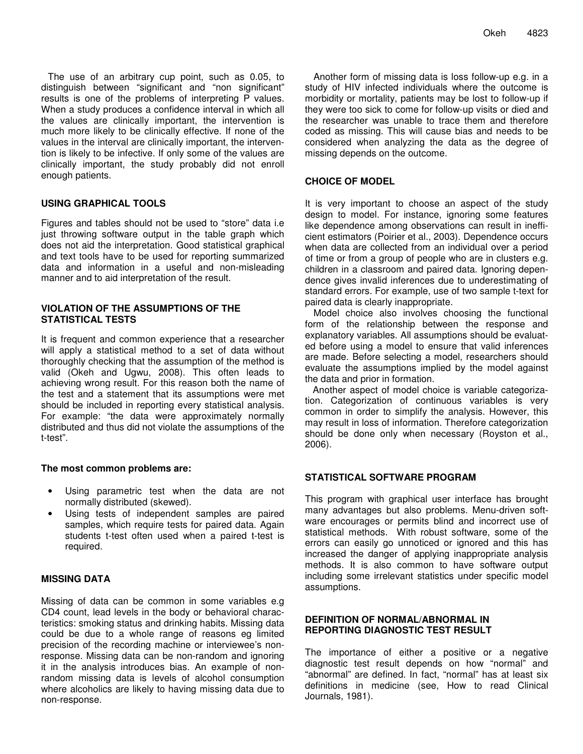The use of an arbitrary cup point, such as 0.05, to distinguish between "significant and "non significant" results is one of the problems of interpreting P values. When a study produces a confidence interval in which all the values are clinically important, the intervention is much more likely to be clinically effective. If none of the values in the interval are clinically important, the intervention is likely to be infective. If only some of the values are clinically important, the study probably did not enroll enough patients.

## USING GRAPHICAL TOOLS

Figures and tables should not be used to "store" data i.e just throwing software output in the table graph which does not aid the interpretation. Good statistical graphical and text tools have to be used for reporting summarized data and information in a useful and non-misleading manner and to aid interpretation of the result.

## VIOLATION OF THE ASSUMPTIONS OF THE STATISTICAL TESTS

It is frequent and common experience that a researcher will apply a statistical method to a set of data without thoroughly checking that the assumption of the method is valid (Okeh and Ugwu, 2008). This often leads to achieving wrong result. For this reason both the name of the test and a statement that its assumptions were met should be included in reporting every statistical analysis. For example: "the data were approximately normally distributed and thus did not violate the assumptions of the t-test".

**The most common problems are:**

- Using parametric test when the data are not normally distributed (skewed).
- Using tests of independent samples are paired samples, which require tests for paired data. Again students t-test often used when a paired t-test is required.

## MISSING DATA

Missing of data can be common in some variables e.g CD4 count, lead levels in the body or behavioral characteristics: smoking status and drinking habits. Missing data could be due to a whole range of reasons eg limited precision of the recording machine or interviewee's non-response. Missing data can be non-random and ignoring it in the analysis introduces bias. An example of non-random missing data is levels of alcohol consumption where alcoholics are likely to having missing data due to non-response.

Another form of missing data is loss follow-up e.g. in a study of HIV infected individuals where the outcome is morbidity or mortality, patients may be lost to follow-up if they were too sick to come for follow-up visits or died and the researcher was unable to trace them and therefore coded as missing. This will cause bias and needs to be considered when analyzing the data as the degree of missing depends on the outcome.

## CHOICE OF MODEL

It is very important to choose an aspect of the study design to model. For instance, ignoring some features like dependence among observations can result in inefficient estimators (Poirier et al., 2003). Dependence occurs when data are collected from an individual over a period of time or from a group of people who are in clusters e.g. children in a classroom and paired data. Ignoring dependence gives invalid inferences due to underestimating of standard errors. For example, use of two sample t-text for paired data is clearly inappropriate.

Model choice also involves choosing the functional form of the relationship between the response and explanatory variables. All assumptions should be evaluated before using a model to ensure that valid inferences are made. Before selecting a model, researchers should evaluate the assumptions implied by the model against the data and prior in formation.

Another aspect of model choice is variable categorization. Categorization of continuous variables is very common in order to simplify the analysis. However, this may result in loss of information. Therefore categorization should be done only when necessary (Royston et al., 2006).

## STATISTICAL SOFTWARE PROGRAM

This program with graphical user interface has brought many advantages but also problems. Menu-driven software encourages or permits blind and incorrect use of statistical methods. With robust software, some of the errors can easily go unnoticed or ignored and this has increased the danger of applying inappropriate analysis methods. It is also common to have software output including some irrelevant statistics under specific model assumptions.

## DEFINITION OF NORMAL/ABNORMAL IN REPORTING DIAGNOSTIC TEST RESULT

The importance of either a positive or a negative diagnostic test result depends on how "normal" and "abnormal" are defined. In fact, "normal" has at least six definitions in medicine (see, How to read Clinical Journals, 1981).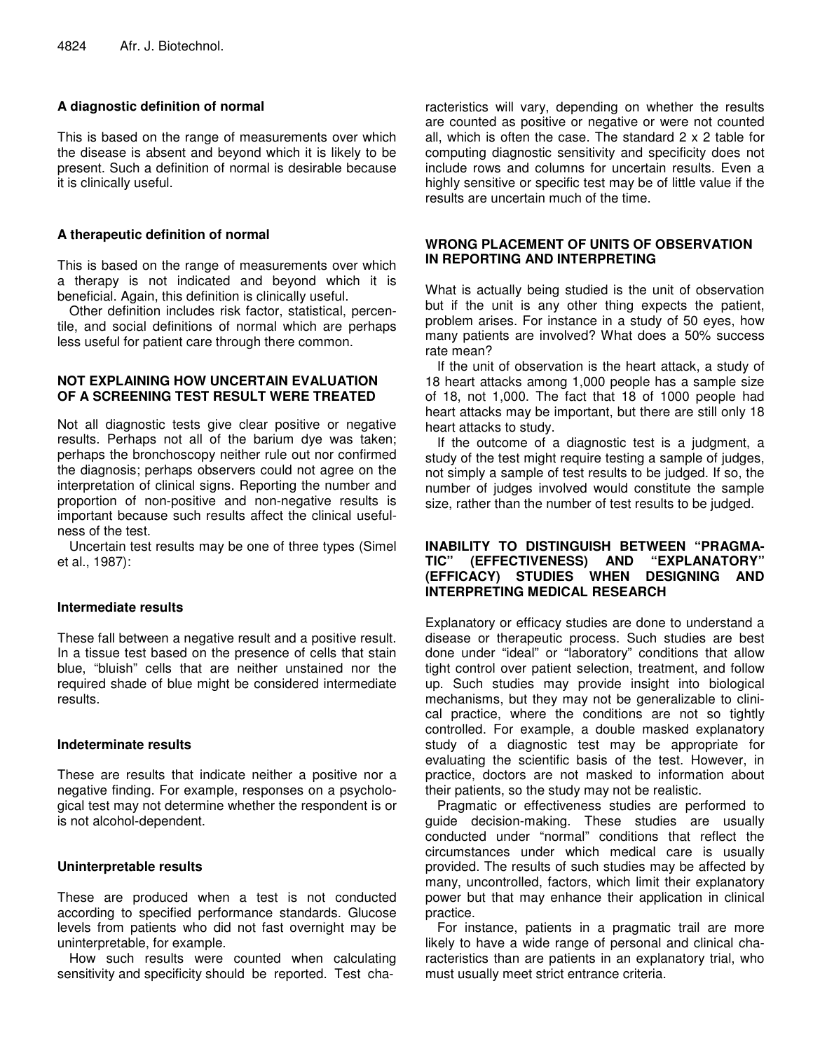### A diagnostic definition of normal

This is based on the range of measurements over which the disease is absent and beyond which it is likely to be present. Such a definition of normal is desirable because it is clinically useful.

### A therapeutic definition of normal

This is based on the range of measurements over which a therapy is not indicated and beyond which it is beneficial. Again, this definition is clinically useful.

Other definition includes risk factor, statistical, percentile, and social definitions of normal which are perhaps less useful for patient care through there common.

## NOT EXPLAINING HOW UNCERTAIN EVALUATION OF A SCREENING TEST RESULT WERE TREATED

Not all diagnostic tests give clear positive or negative results. Perhaps not all of the barium dye was taken; perhaps the bronchoscopy neither rule out nor confirmed the diagnosis; perhaps observers could not agree on the interpretation of clinical signs. Reporting the number and proportion of non-positive and non-negative results is important because such results affect the clinical usefulness of the test.

Uncertain test results may be one of three types (Simel et al., 1987):

### Intermediate results

These fall between a negative result and a positive result. In a tissue test based on the presence of cells that stain blue, "bluish" cells that are neither unstained nor the required shade of blue might be considered intermediate results.

### Indeterminate results

These are results that indicate neither a positive nor a negative finding. For example, responses on a psychological test may not determine whether the respondent is or is not alcohol-dependent.

### Uninterpretable results

These are produced when a test is not conducted according to specified performance standards. Glucose levels from patients who did not fast overnight may be uninterpretable, for example.

How such results were counted when calculating sensitivity and specificity should be reported. Test characteristics will vary, depending on whether the results are counted as positive or negative or were not counted all, which is often the case. The standard 2 x 2 table for computing diagnostic sensitivity and specificity does not include rows and columns for uncertain results. Even a highly sensitive or specific test may be of little value if the results are uncertain much of the time.

## WRONG PLACEMENT OF UNITS OF OBSERVATION IN REPORTING AND INTERPRETING

What is actually being studied is the unit of observation but if the unit is any other thing expects the patient, problem arises. For instance in a study of 50 eyes, how many patients are involved? What does a 50% success rate mean?

If the unit of observation is the heart attack, a study of 18 heart attacks among 1,000 people has a sample size of 18, not 1,000. The fact that 18 of 1000 people had heart attacks may be important, but there are still only 18 heart attacks to study.

If the outcome of a diagnostic test is a judgment, a study of the test might require testing a sample of judges, not simply a sample of test results to be judged. If so, the number of judges involved would constitute the sample size, rather than the number of test results to be judged.

## INABILITY TO DISTINGUISH BETWEEN "PRAGMATIC" (EFFECTIVENESS) AND "EXPLANATORY" (EFFICACY) STUDIES WHEN DESIGNING AND INTERPRETING MEDICAL RESEARCH

Explanatory or efficacy studies are done to understand a disease or therapeutic process. Such studies are best done under "ideal" or "laboratory" conditions that allow tight control over patient selection, treatment, and follow up. Such studies may provide insight into biological mechanisms, but they may not be generalizable to clinical practice, where the conditions are not so tightly controlled. For example, a double masked explanatory study of a diagnostic test may be appropriate for evaluating the scientific basis of the test. However, in practice, doctors are not masked to information about their patients, so the study may not be realistic.

Pragmatic or effectiveness studies are performed to guide decision-making. These studies are usually conducted under "normal" conditions that reflect the circumstances under which medical care is usually provided. The results of such studies may be affected by many, uncontrolled, factors, which limit their explanatory power but that may enhance their application in clinical practice.

For instance, patients in a pragmatic trail are more likely to have a wide range of personal and clinical characteristics than are patients in an explanatory trial, who must usually meet strict entrance criteria.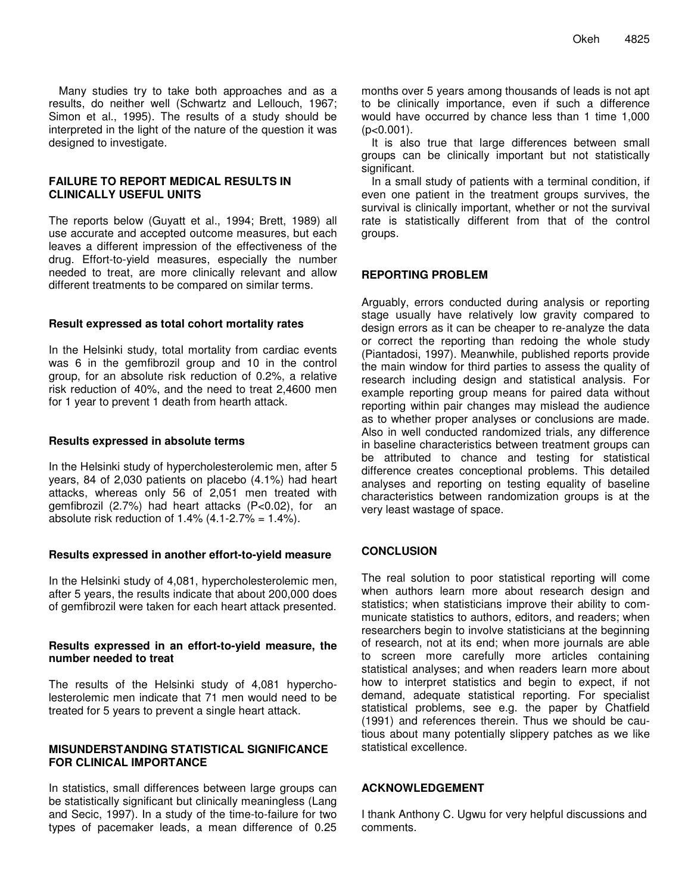Many studies try to take both approaches and as a results, do neither well (Schwartz and Lellouch, 1967; Simon et al., 1995). The results of a study should be interpreted in the light of the nature of the question it was designed to investigate.

## FAILURE TO REPORT MEDICAL RESULTS IN CLINICALLY USEFUL UNITS

The reports below (Guyatt et al., 1994; Brett, 1989) all use accurate and accepted outcome measures, but each leaves a different impression of the effectiveness of the drug. Effort-to-yield measures, especially the number needed to treat, are more clinically relevant and allow different treatments to be compared on similar terms.

### Result expressed as total cohort mortality rates

In the Helsinki study, total mortality from cardiac events was 6 in the gemfibrozil group and 10 in the control group, for an absolute risk reduction of 0.2%, a relative risk reduction of 40%, and the need to treat 2,4600 men for 1 year to prevent 1 death from hearth attack.

### Results expressed in absolute terms

In the Helsinki study of hypercholesterolemic men, after 5 years, 84 of 2,030 patients on placebo (4.1%) had heart attacks, whereas only 56 of 2,051 men treated with gemfibrozil (2.7%) had heart attacks ($P<0.02$), for an absolute risk reduction of 1.4% (4.1-2.7% = 1.4%).

### Results expressed in another effort-to-yield measure

In the Helsinki study of 4,081, hypercholesterolemic men, after 5 years, the results indicate that about 200,000 does of gemfibrozil were taken for each heart attack presented.

### Results expressed in an effort-to-yield measure, the number needed to treat

The results of the Helsinki study of 4,081 hypercholesterolemic men indicate that 71 men would need to be treated for 5 years to prevent a single heart attack.

## MISUNDERSTANDING STATISTICAL SIGNIFICANCE FOR CLINICAL IMPORTANCE

In statistics, small differences between large groups can be statistically significant but clinically meaningless (Lang and Secic, 1997). In a study of the time-to-failure for two types of pacemaker leads, a mean difference of 0.25 months over 5 years among thousands of leads is not apt to be clinically importance, even if such a difference would have occurred by chance less than 1 time 1,000 ($p<0.001$).

It is also true that large differences between small groups can be clinically important but not statistically significant.

In a small study of patients with a terminal condition, if even one patient in the treatment groups survives, the survival is clinically important, whether or not the survival rate is statistically different from that of the control groups.

## REPORTING PROBLEM

Arguably, errors conducted during analysis or reporting stage usually have relatively low gravity compared to design errors as it can be cheaper to re-analyze the data or correct the reporting than redoing the whole study (Piantadosi, 1997). Meanwhile, published reports provide the main window for third parties to assess the quality of research including design and statistical analysis. For example reporting group means for paired data without reporting within pair changes may mislead the audience as to whether proper analyses or conclusions are made. Also in well conducted randomized trials, any difference in baseline characteristics between treatment groups can be attributed to chance and testing for statistical difference creates conceptional problems. This detailed analyses and reporting on testing equality of baseline characteristics between randomization groups is at the very least wastage of space.

## CONCLUSION

The real solution to poor statistical reporting will come when authors learn more about research design and statistics; when statisticians improve their ability to communicate statistics to authors, editors, and readers; when researchers begin to involve statisticians at the beginning of research, not at its end; when more journals are able to screen more carefully more articles containing statistical analyses; and when readers learn more about how to interpret statistics and begin to expect, if not demand, adequate statistical reporting. For specialist statistical problems, see e.g. the paper by Chatfield (1991) and references therein. Thus we should be cautious about many potentially slippery patches as we like statistical excellence.

## ACKNOWLEDGEMENT

I thank Anthony C. Ugwu for very helpful discussions and comments.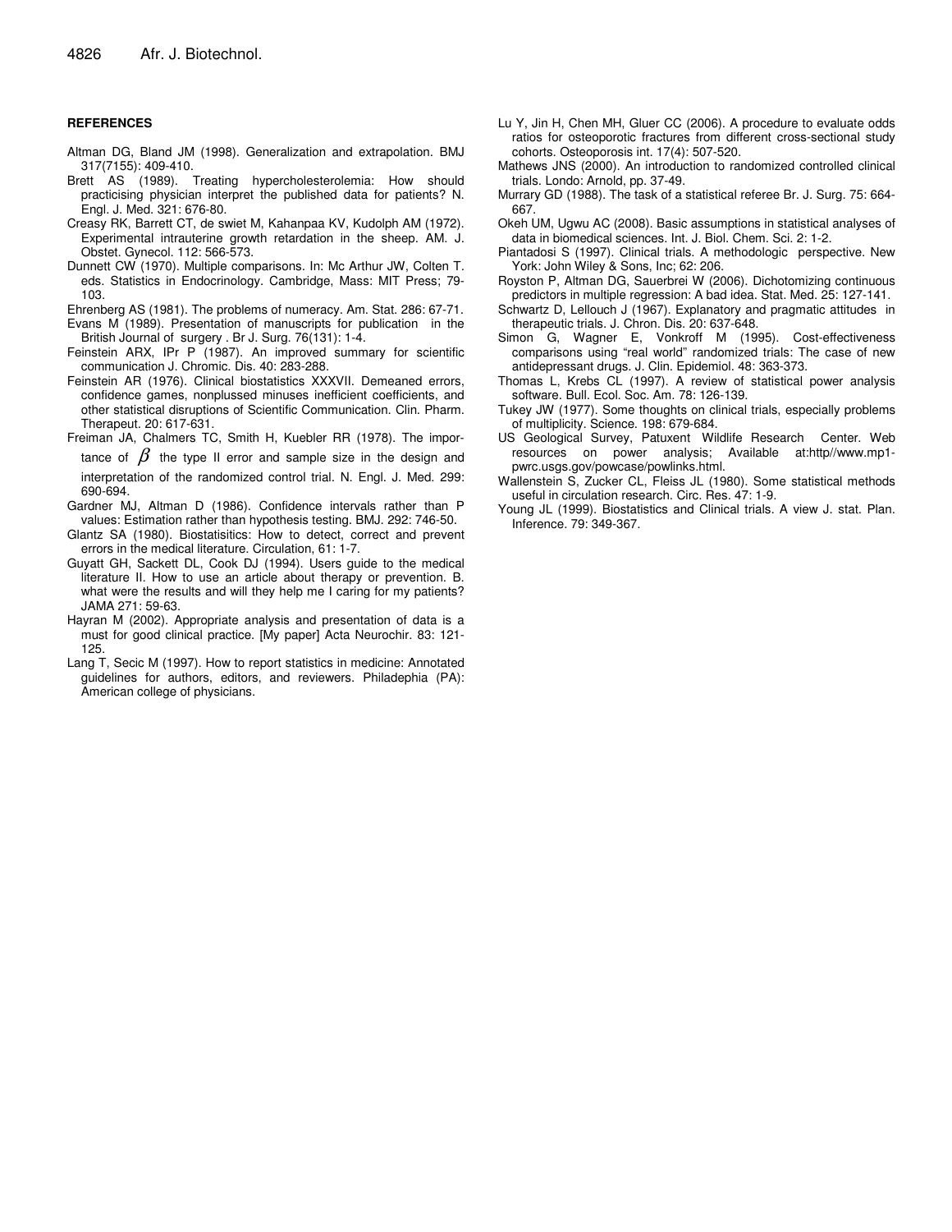## REFERENCES

Altman DG, Bland JM (1998). Generalization and extrapolation. BMJ 317(7155): 409-410.

Brett AS (1989). Treating hypercholesterolemia: How should practicising physician interpret the published data for patients? N. Engl. J. Med. 321: 676-80.

Creasy RK, Barrett CT, de swiet M, Kahanpaa KV, Kudolph AM (1972). Experimental intrauterine growth retardation in the sheep. AM. J. Obstet. Gynecol. 112: 566-573.

Dunnett CW (1970). Multiple comparisons. In: Mc Arthur JW, Colten T. eds. Statistics in Endocrinology. Cambridge, Mass: MIT Press; 79-103.

Ehrenberg AS (1981). The problems of numeracy. Am. Stat. 286: 67-71.

Evans M (1989). Presentation of manuscripts for publication in the British Journal of surgery . Br J. Surg. 76(131): 1-4.

Feinstein ARX, IPr P (1987). An improved summary for scientific communication J. Chromic. Dis. 40: 283-288.

Feinstein AR (1976). Clinical biostatistics XXXVII. Demeaned errors, confidence games, nonplussed minuses inefficient coefficients, and other statistical disruptions of Scientific Communication. Clin. Pharm. Therapeut. 20: 617-631.

Freiman JA, Chalmers TC, Smith H, Kuebler RR (1978). The importance of $\beta$ the type II error and sample size in the design and interpretation of the randomized control trial. N. Engl. J. Med. 299: 690-694.

Gardner MJ, Altman D (1986). Confidence intervals rather than P values: Estimation rather than hypothesis testing. BMJ. 292: 746-50.

Glantz SA (1980). Biostatisitics: How to detect, correct and prevent errors in the medical literature. Circulation, 61: 1-7.

Guyatt GH, Sackett DL, Cook DJ (1994). Users guide to the medical literature II. How to use an article about therapy or prevention. B. what were the results and will they help me I caring for my patients? JAMA 271: 59-63.

Hayran M (2002). Appropriate analysis and presentation of data is a must for good clinical practice. [My paper] Acta Neurochir. 83: 121-125.

Lang T, Secic M (1997). How to report statistics in medicine: Annotated guidelines for authors, editors, and reviewers. Philadephia (PA): American college of physicians.

Lu Y, Jin H, Chen MH, Gluer CC (2006). A procedure to evaluate odds ratios for osteoporotic fractures from different cross-sectional study cohorts. Osteoporosis int. 17(4): 507-520.

Mathews JNS (2000). An introduction to randomized controlled clinical trials. Londo: Arnold, pp. 37-49.

Murrary GD (1988). The task of a statistical referee Br. J. Surg. 75: 664-667.

Okeh UM, Ugwu AC (2008). Basic assumptions in statistical analyses of data in biomedical sciences. Int. J. Biol. Chem. Sci. 2: 1-2.

Piantadosi S (1997). Clinical trials. A methodologic perspective. New York: John Wiley & Sons, Inc; 62: 206.

Royston P, Altman DG, Sauerbrei W (2006). Dichotomizing continuous predictors in multiple regression: A bad idea. Stat. Med. 25: 127-141.

Schwartz D, Lellouch J (1967). Explanatory and pragmatic attitudes in therapeutic trials. J. Chron. Dis. 20: 637-648.

Simon G, Wagner E, Vonkroff M (1995). Cost-effectiveness comparisons using "real world" randomized trials: The case of new antidepressant drugs. J. Clin. Epidemiol. 48: 363-373.

Thomas L, Krebs CL (1997). A review of statistical power analysis software. Bull. Ecol. Soc. Am. 78: 126-139.

Tukey JW (1977). Some thoughts on clinical trials, especially problems of multiplicity. Science. 198: 679-684.

US Geological Survey, Patuxent Wildlife Research Center. Web resources on power analysis; Available at:http//www.mp1-pwrc.usgs.gov/powcase/powlinks.html.

Wallenstein S, Zucker CL, Fleiss JL (1980). Some statistical methods useful in circulation research. Circ. Res. 47: 1-9.

Young JL (1999). Biostatistics and Clinical trials. A view J. stat. Plan. Inference. 79: 349-367.